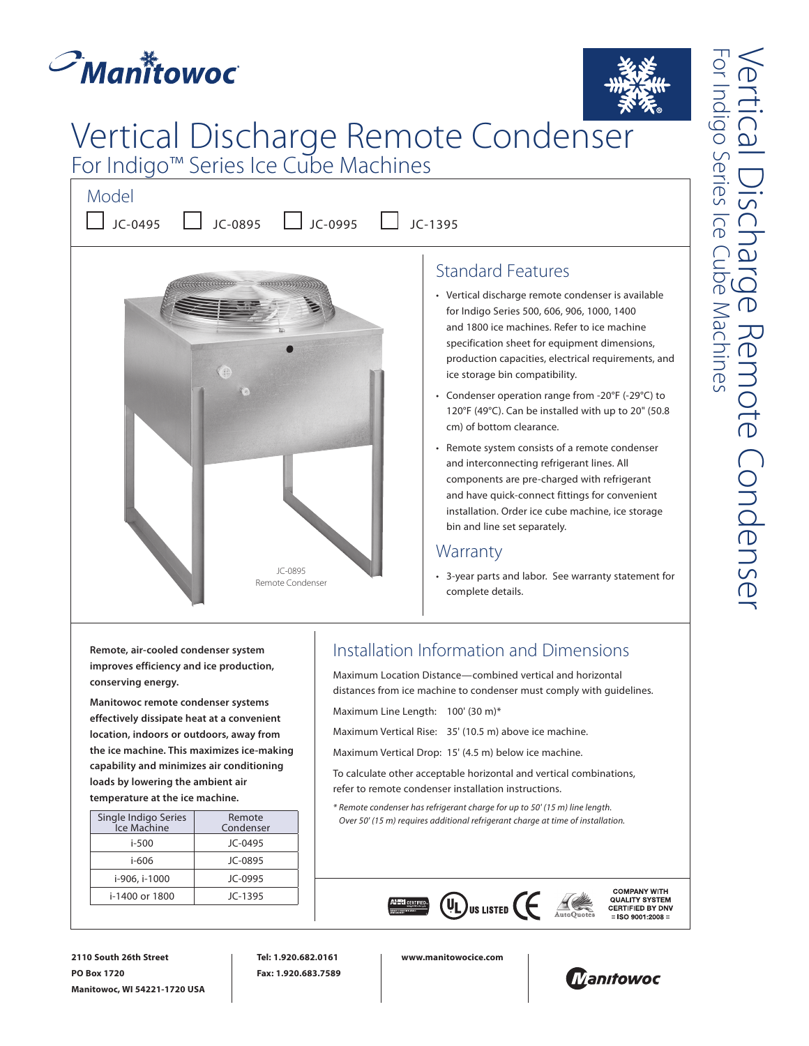# Vertical Discharge Remote Condenser

## For Indigo™ Series Ice Cube Machines

### Model

☐ JC-0495 ☐ JC-0895 ☐ JC-0995 ☐ JC-1395

JC-0895 Remote Condenser

### Standard Features

- Vertical discharge remote condenser is available for Indigo Series 500, 606, 906, 1000, 1400 and 1800 ice machines. Refer to ice machine specification sheet for equipment dimensions, production capacities, electrical requirements, and ice storage bin compatibility.
- Condenser operation range from -20°F (-29°C) to 120°F (49°C). Can be installed with up to 20" (50.8 cm) of bottom clearance.
- Remote system consists of a remote condenser and interconnecting refrigerant lines. All components are pre-charged with refrigerant and have quick-connect fittings for convenient installation. Order ice cube machine, ice storage bin and line set separately.

### Warranty

- 3-year parts and labor. See warranty statement for complete details.

**Remote, air-cooled condenser system improves efficiency and ice production, conserving energy.**

**Manitowoc remote condenser systems effectively dissipate heat at a convenient location, indoors or outdoors, away from the ice machine. This maximizes ice-making capability and minimizes air conditioning loads by lowering the ambient air temperature at the ice machine.**

| Single Indigo Series Ice Machine | Remote Condenser |
|---|---|
| i-500 | JC-0495 |
| i-606 | JC-0895 |
| i-906, i-1000 | JC-0995 |
| i-1400 or 1800 | JC-1395 |

### Installation Information and Dimensions

Maximum Location Distance—combined vertical and horizontal distances from ice machine to condenser must comply with guidelines.

Maximum Line Length: 100' (30 m)*

Maximum Vertical Rise: 35' (10.5 m) above ice machine.

Maximum Vertical Drop: 15' (4.5 m) below ice machine.

To calculate other acceptable horizontal and vertical combinations, refer to remote condenser installation instructions.

*\* Remote condenser has refrigerant charge for up to 50' (15 m) line length. Over 50' (15 m) requires additional refrigerant charge at time of installation.*

AHRI CERTIFIED · UL US LISTED · CE · AutoQuotes · COMPANY WITH QUALITY SYSTEM CERTIFIED BY DNV = ISO 9001:2008 =

**2110 South 26th Street**
**PO Box 1720**
**Manitowoc, WI 54221-1720 USA**

**Tel: 1.920.682.0161**
**Fax: 1.920.683.7589**

**www.manitowocice.com**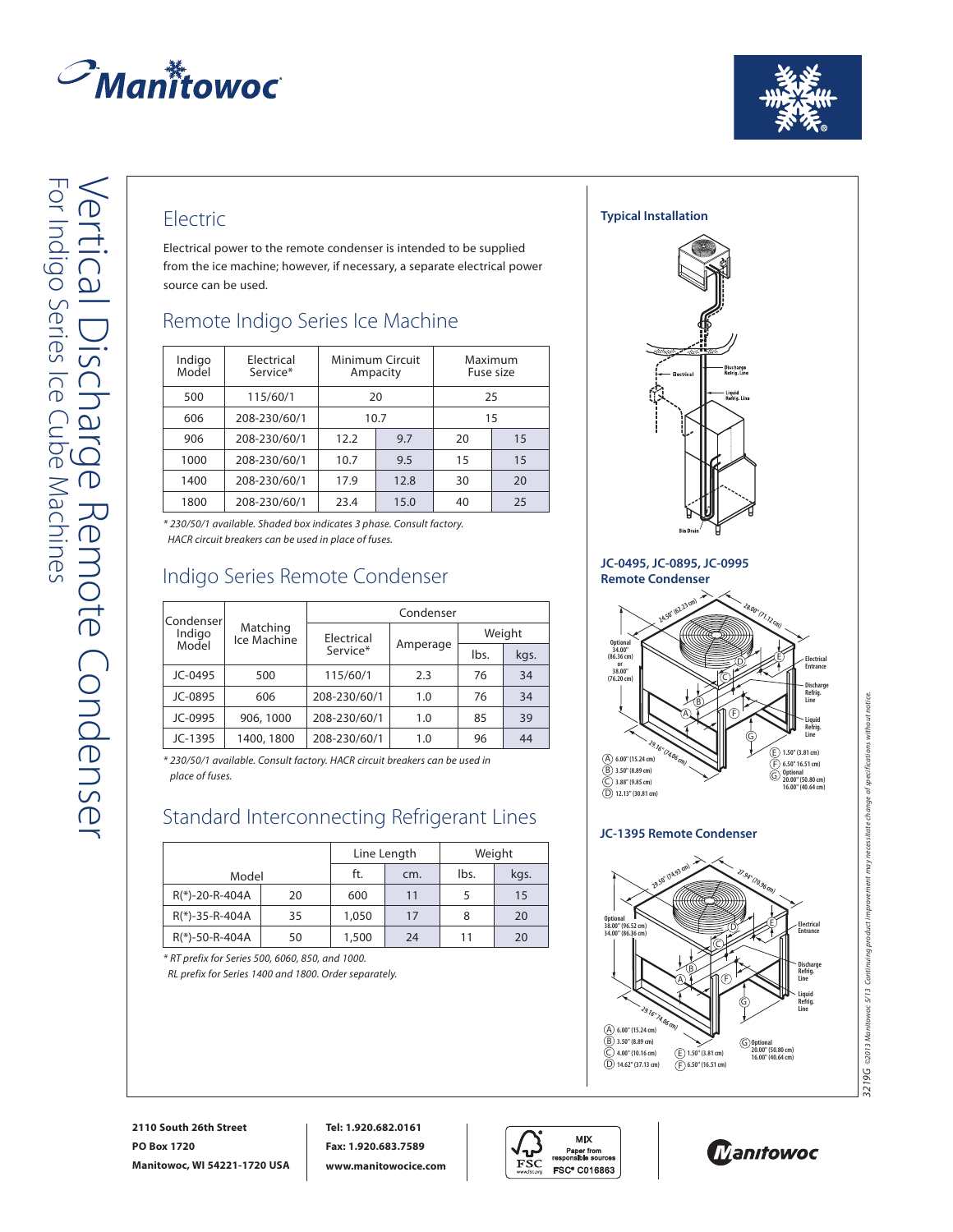# Vertical Discharge Remote Condenser
## For Indigo Series Ice Cube Machines

## Electric

Electrical power to the remote condenser is intended to be supplied from the ice machine; however, if necessary, a separate electrical power source can be used.

## Remote Indigo Series Ice Machine

| Indigo Model | Electrical Service* | Minimum Circuit Ampacity | | Maximum Fuse size | |
|---|---|---|---|---|---|
| 500 | 115/60/1 | 20 | | 25 | |
| 606 | 208-230/60/1 | 10.7 | | 15 | |
| 906 | 208-230/60/1 | 12.2 | 9.7 | 20 | 15 |
| 1000 | 208-230/60/1 | 10.7 | 9.5 | 15 | 15 |
| 1400 | 208-230/60/1 | 17.9 | 12.8 | 30 | 20 |
| 1800 | 208-230/60/1 | 23.4 | 15.0 | 40 | 25 |

*\* 230/50/1 available. Shaded box indicates 3 phase. Consult factory. HACR circuit breakers can be used in place of fuses.*

## Indigo Series Remote Condenser

| Condenser Indigo Model | Matching Ice Machine | Condenser | | | |
|---|---|---|---|---|---|
| | | Electrical Service* | Amperage | Weight | |
| | | | | lbs. | kgs. |
| JC-0495 | 500 | 115/60/1 | 2.3 | 76 | 34 |
| JC-0895 | 606 | 208-230/60/1 | 1.0 | 76 | 34 |
| JC-0995 | 906, 1000 | 208-230/60/1 | 1.0 | 85 | 39 |
| JC-1395 | 1400, 1800 | 208-230/60/1 | 1.0 | 96 | 44 |

*\* 230/50/1 available. Consult factory. HACR circuit breakers can be used in place of fuses.*

## Standard Interconnecting Refrigerant Lines

| Model | | Line Length | | Weight | |
|---|---|---|---|---|---|
| | | ft. | cm. | lbs. | kgs. |
| R(*)-20-R-404A | 20 | 600 | 11 | 5 | 15 |
| R(*)-35-R-404A | 35 | 1,050 | 17 | 8 | 20 |
| R(*)-50-R-404A | 50 | 1,500 | 24 | 11 | 20 |

*\* RT prefix for Series 500, 6060, 850, and 1000. RL prefix for Series 1400 and 1800. Order separately.*

### Typical Installation

Discharge Refrig. Line
Electrical
Liquid Refrig. Line
Bin Drain

### JC-0495, JC-0895, JC-0995 Remote Condenser

24.50" (62.23 cm)
28.00" (71.12 cm)
Optional 34.00" (86.36 cm) or 38.00" (76.20 cm)
29.16" (74.06 cm)
Electrical Entrance
Discharge Refrig. Line
Liquid Refrig. Line

A 6.00" (15.24 cm)
B 3.50" (8.89 cm)
C 3.88" (9.85 cm)
D 12.13" (30.81 cm)
E 1.50" (3.81 cm)
F 6.50" (16.51 cm)
G Optional 20.00" (50.80 cm) 16.00" (40.64 cm)

### JC-1395 Remote Condenser

29.50" (74.93 cm)
27.94" (70.96 cm)
Optional 38.00" (96.52 cm) 34.00" (86.36 cm)
29.16" (74.06 cm)
Electrical Entrance
Discharge Refrig. Line
Liquid Refrig. Line

A 6.00" (15.24 cm)
B 3.50" (8.89 cm)
C 4.00" (10.16 cm)
D 14.62" (37.13 cm)
E 1.50" (3.81 cm)
F 6.50" (16.51 cm)
G Optional 20.00" (50.80 cm) 16.00" (40.64 cm)

3219G ©2013 Manitowoc 5/13 Continuing product improvement may necessitate change of specifications without notice.

**2110 South 26th Street**
**PO Box 1720**
**Manitowoc, WI 54221-1720 USA**

**Tel: 1.920.682.0161**
**Fax: 1.920.683.7589**
**www.manitowocice.com**

MIX Paper from responsible sources FSC® C016863